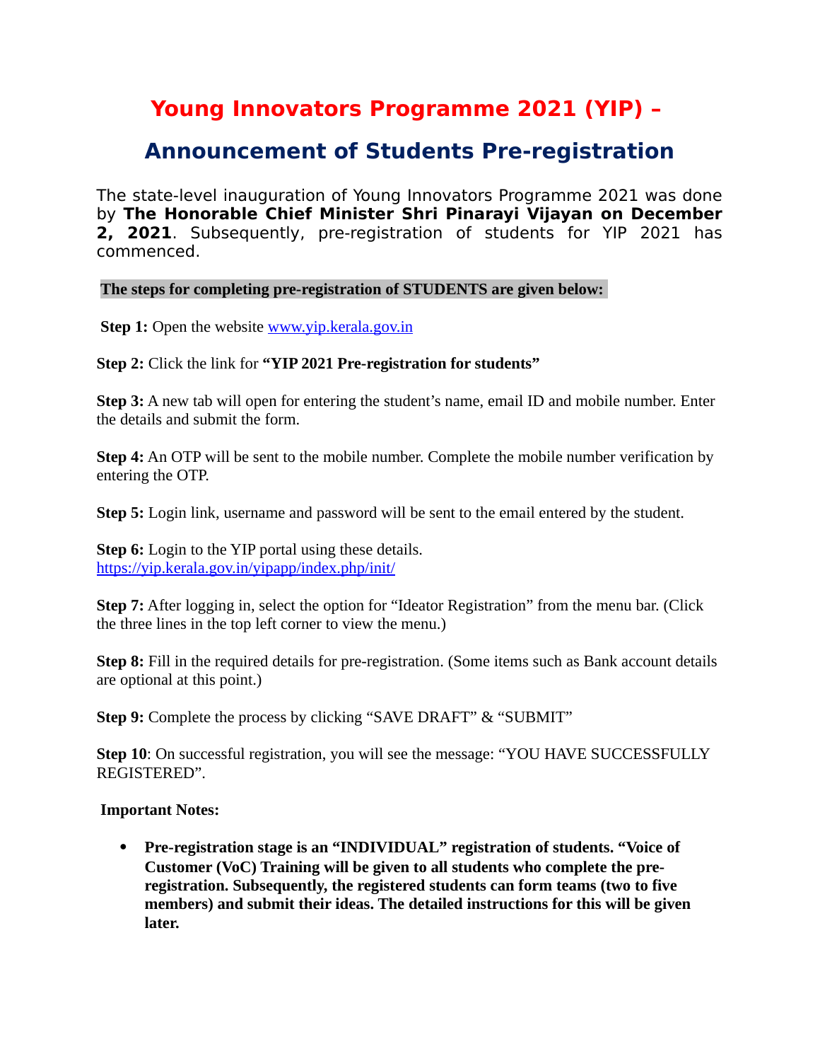# Young Innovators Programme 2021 (YIP) –

## Announcement of Students Pre-registration

The state-level inauguration of Young Innovators Programme 2021 was done by **The Honorable Chief Minister Shri Pinarayi Vijayan on December 2, 2021**. Subsequently, pre-registration of students for YIP 2021 has commenced.

**The steps for completing pre-registration of STUDENTS are given below:**

**Step 1:** Open the website [www.yip.kerala.gov.in](http://www.yip.kerala.gov.in)

**Step 2:** Click the link for **"YIP 2021 Pre-registration for students"**

**Step 3:** A new tab will open for entering the student's name, email ID and mobile number. Enter the details and submit the form.

**Step 4:** An OTP will be sent to the mobile number. Complete the mobile number verification by entering the OTP.

**Step 5:** Login link, username and password will be sent to the email entered by the student.

**Step 6:** Login to the YIP portal using these details.
[https://yip.kerala.gov.in/yipapp/index.php/init/](https://yip.kerala.gov.in/yipapp/index.php/init/)

**Step 7:** After logging in, select the option for "Ideator Registration" from the menu bar. (Click the three lines in the top left corner to view the menu.)

**Step 8:** Fill in the required details for pre-registration. (Some items such as Bank account details are optional at this point.)

**Step 9:** Complete the process by clicking "SAVE DRAFT" & "SUBMIT"

**Step 10**: On successful registration, you will see the message: "YOU HAVE SUCCESSFULLY REGISTERED".

**Important Notes:**

- **Pre-registration stage is an "INDIVIDUAL" registration of students. "Voice of Customer (VoC) Training will be given to all students who complete the pre-registration. Subsequently, the registered students can form teams (two to five members) and submit their ideas. The detailed instructions for this will be given later.**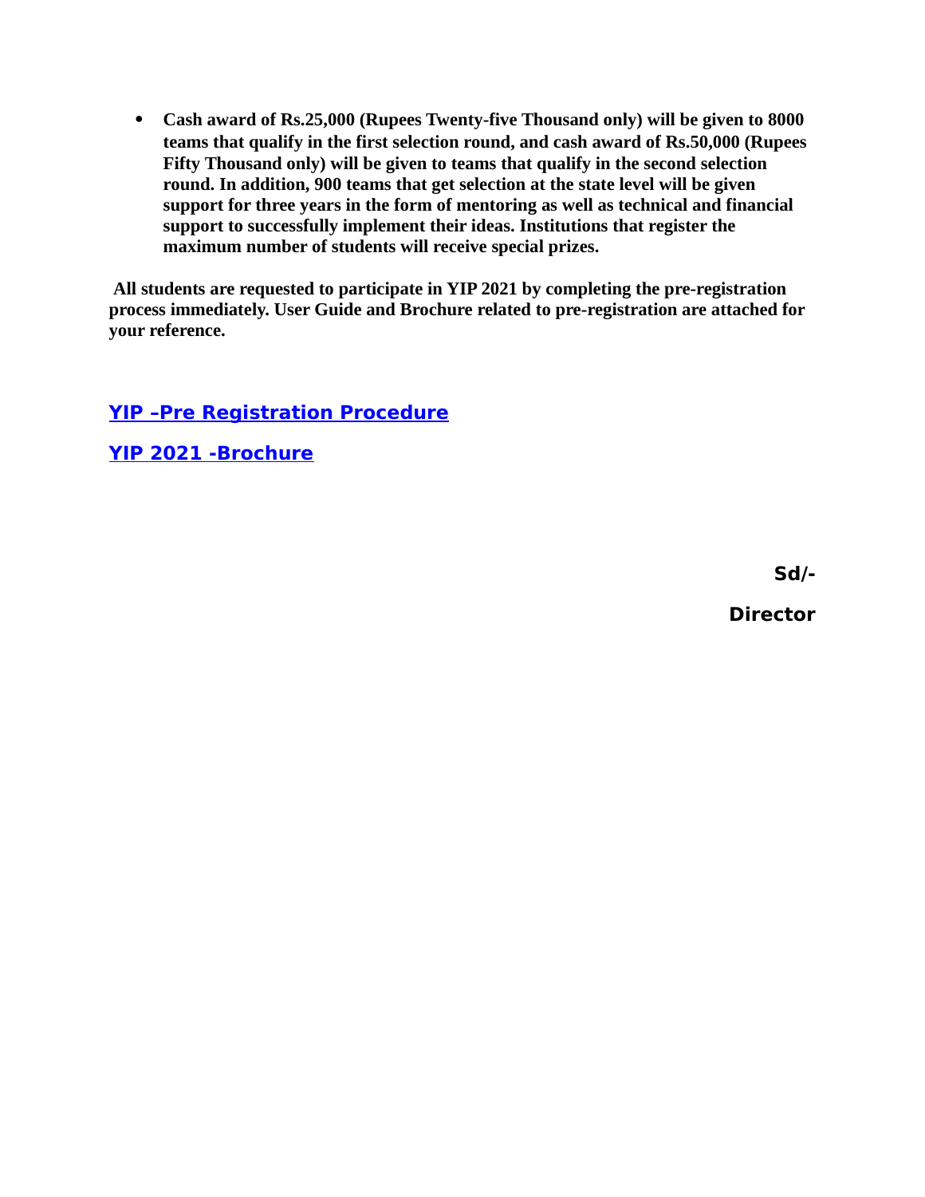- **Cash award of Rs.25,000 (Rupees Twenty-five Thousand only) will be given to 8000 teams that qualify in the first selection round, and cash award of Rs.50,000 (Rupees Fifty Thousand only) will be given to teams that qualify in the second selection round. In addition, 900 teams that get selection at the state level will be given support for three years in the form of mentoring as well as technical and financial support to successfully implement their ideas. Institutions that register the maximum number of students will receive special prizes.**

**All students are requested to participate in YIP 2021 by completing the pre-registration process immediately. User Guide and Brochure related to pre-registration are attached for your reference.**

**YIP –Pre Registration Procedure**

**YIP 2021 -Brochure**

**Sd/-**

**Director**